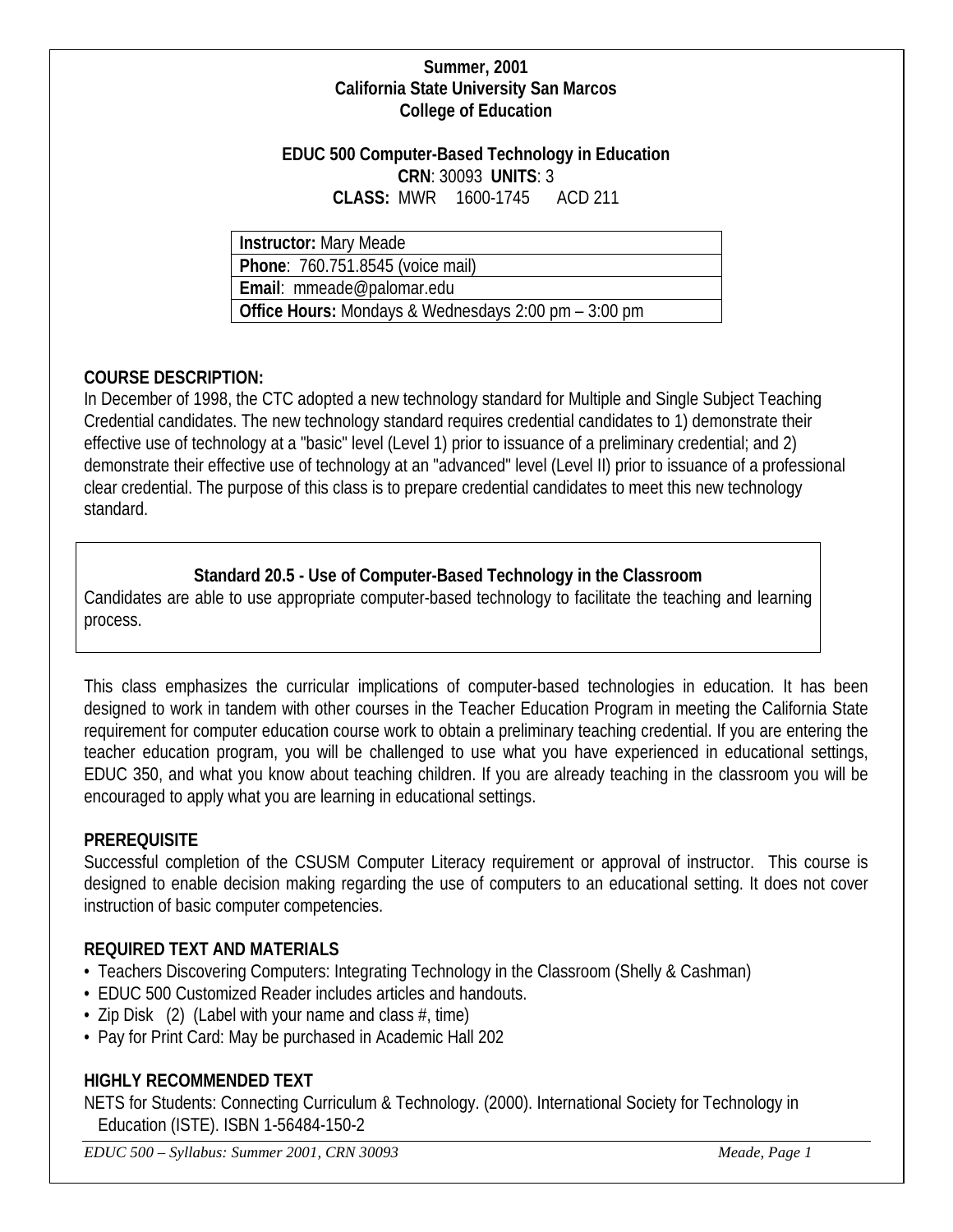**Summer, 2001**
**California State University San Marcos**
**College of Education**

# EDUC 500 Computer-Based Technology in Education

**CRN**: 30093 **UNITS**: 3
**CLASS:** MWR 1600-1745 ACD 211

| **Instructor:** Mary Meade |
|---|
| **Phone**: 760.751.8545 (voice mail) |
| **Email**: mmeade@palomar.edu |
| **Office Hours:** Mondays & Wednesdays 2:00 pm – 3:00 pm |

## COURSE DESCRIPTION:

In December of 1998, the CTC adopted a new technology standard for Multiple and Single Subject Teaching Credential candidates. The new technology standard requires credential candidates to 1) demonstrate their effective use of technology at a "basic" level (Level 1) prior to issuance of a preliminary credential; and 2) demonstrate their effective use of technology at an "advanced" level (Level II) prior to issuance of a professional clear credential. The purpose of this class is to prepare credential candidates to meet this new technology standard.

> **Standard 20.5 - Use of Computer-Based Technology in the Classroom**
>
> Candidates are able to use appropriate computer-based technology to facilitate the teaching and learning process.

This class emphasizes the curricular implications of computer-based technologies in education. It has been designed to work in tandem with other courses in the Teacher Education Program in meeting the California State requirement for computer education course work to obtain a preliminary teaching credential. If you are entering the teacher education program, you will be challenged to use what you have experienced in educational settings, EDUC 350, and what you know about teaching children. If you are already teaching in the classroom you will be encouraged to apply what you are learning in educational settings.

## PREREQUISITE

Successful completion of the CSUSM Computer Literacy requirement or approval of instructor. This course is designed to enable decision making regarding the use of computers to an educational setting. It does not cover instruction of basic computer competencies.

## REQUIRED TEXT AND MATERIALS

- Teachers Discovering Computers: Integrating Technology in the Classroom (Shelly & Cashman)
- EDUC 500 Customized Reader includes articles and handouts.
- Zip Disk (2) (Label with your name and class #, time)
- Pay for Print Card: May be purchased in Academic Hall 202

## HIGHLY RECOMMENDED TEXT

NETS for Students: Connecting Curriculum & Technology. (2000). International Society for Technology in Education (ISTE). ISBN 1-56484-150-2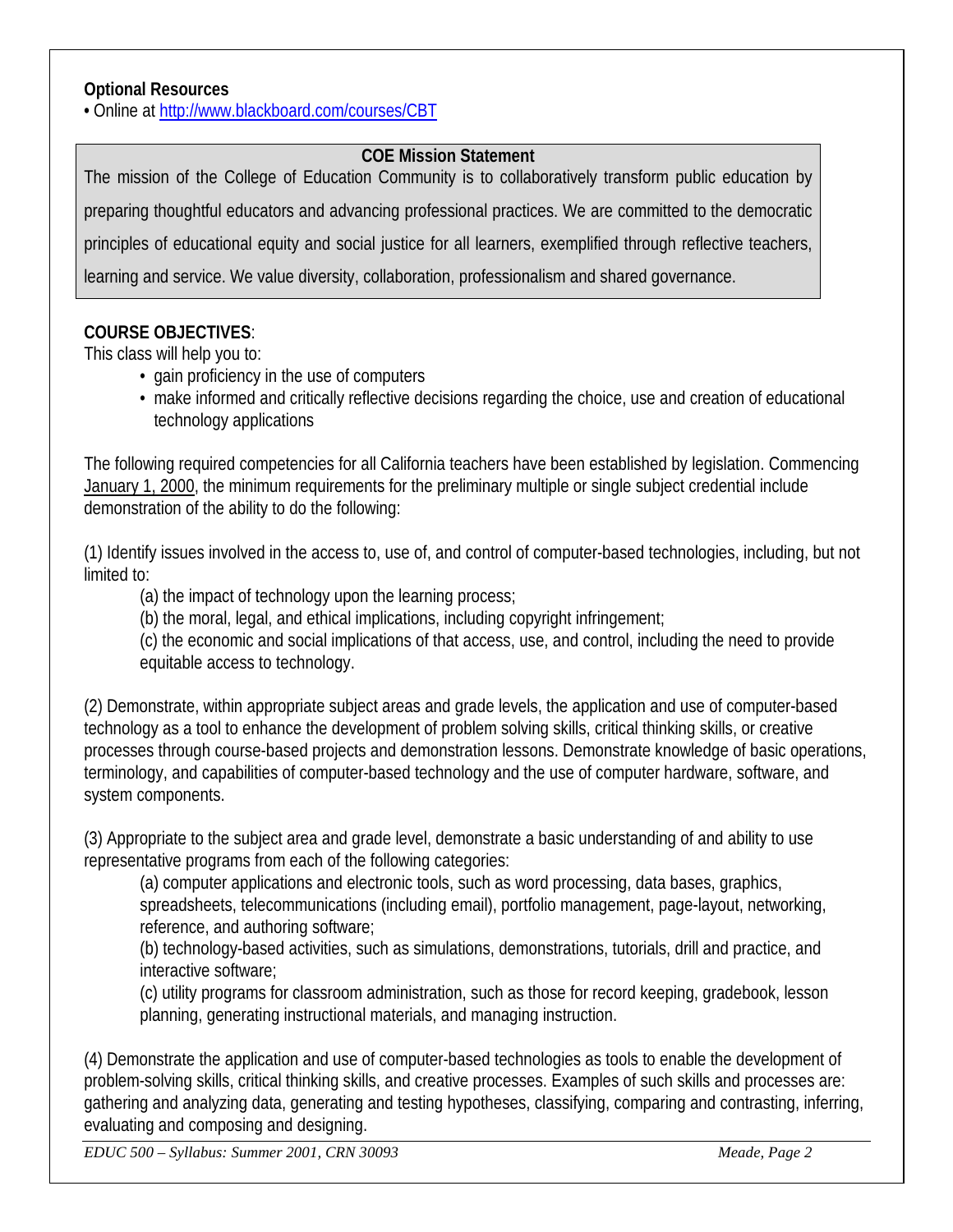**Optional Resources**

• Online at http://www.blackboard.com/courses/CBT

**COE Mission Statement**

The mission of the College of Education Community is to collaboratively transform public education by preparing thoughtful educators and advancing professional practices. We are committed to the democratic principles of educational equity and social justice for all learners, exemplified through reflective teachers, learning and service. We value diversity, collaboration, professionalism and shared governance.

**COURSE OBJECTIVES**:

This class will help you to:

- gain proficiency in the use of computers
- make informed and critically reflective decisions regarding the choice, use and creation of educational technology applications

The following required competencies for all California teachers have been established by legislation. Commencing January 1, 2000, the minimum requirements for the preliminary multiple or single subject credential include demonstration of the ability to do the following:

(1) Identify issues involved in the access to, use of, and control of computer-based technologies, including, but not limited to:

(a) the impact of technology upon the learning process;

(b) the moral, legal, and ethical implications, including copyright infringement;

(c) the economic and social implications of that access, use, and control, including the need to provide equitable access to technology.

(2) Demonstrate, within appropriate subject areas and grade levels, the application and use of computer-based technology as a tool to enhance the development of problem solving skills, critical thinking skills, or creative processes through course-based projects and demonstration lessons. Demonstrate knowledge of basic operations, terminology, and capabilities of computer-based technology and the use of computer hardware, software, and system components.

(3) Appropriate to the subject area and grade level, demonstrate a basic understanding of and ability to use representative programs from each of the following categories:

(a) computer applications and electronic tools, such as word processing, data bases, graphics, spreadsheets, telecommunications (including email), portfolio management, page-layout, networking, reference, and authoring software;

(b) technology-based activities, such as simulations, demonstrations, tutorials, drill and practice, and interactive software;

(c) utility programs for classroom administration, such as those for record keeping, gradebook, lesson planning, generating instructional materials, and managing instruction.

(4) Demonstrate the application and use of computer-based technologies as tools to enable the development of problem-solving skills, critical thinking skills, and creative processes. Examples of such skills and processes are: gathering and analyzing data, generating and testing hypotheses, classifying, comparing and contrasting, inferring, evaluating and composing and designing.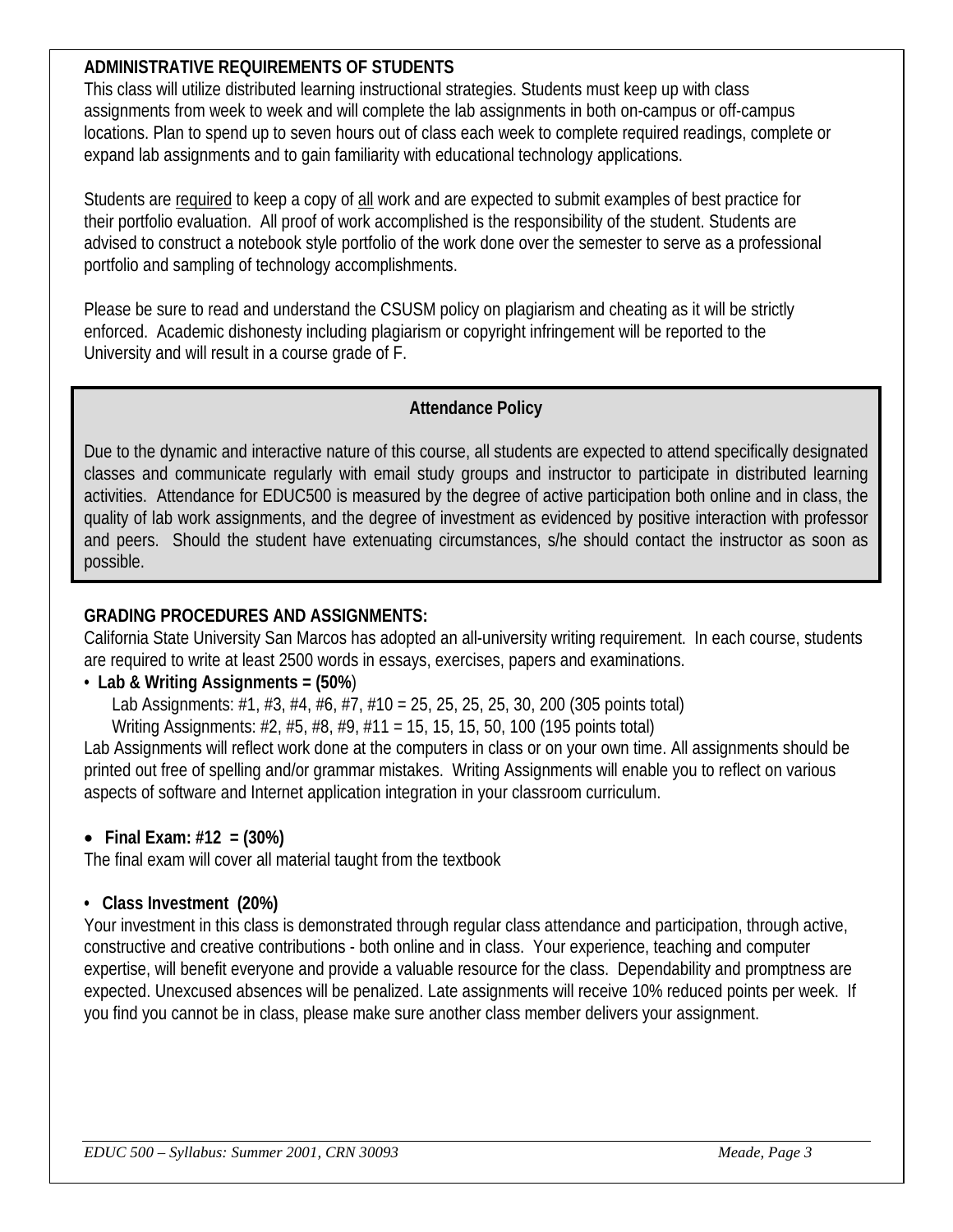## ADMINISTRATIVE REQUIREMENTS OF STUDENTS

This class will utilize distributed learning instructional strategies. Students must keep up with class assignments from week to week and will complete the lab assignments in both on-campus or off-campus locations. Plan to spend up to seven hours out of class each week to complete required readings, complete or expand lab assignments and to gain familiarity with educational technology applications.

Students are <u>required</u> to keep a copy of <u>all</u> work and are expected to submit examples of best practice for their portfolio evaluation. All proof of work accomplished is the responsibility of the student. Students are advised to construct a notebook style portfolio of the work done over the semester to serve as a professional portfolio and sampling of technology accomplishments.

Please be sure to read and understand the CSUSM policy on plagiarism and cheating as it will be strictly enforced. Academic dishonesty including plagiarism or copyright infringement will be reported to the University and will result in a course grade of F.

### Attendance Policy

Due to the dynamic and interactive nature of this course, all students are expected to attend specifically designated classes and communicate regularly with email study groups and instructor to participate in distributed learning activities. Attendance for EDUC500 is measured by the degree of active participation both online and in class, the quality of lab work assignments, and the degree of investment as evidenced by positive interaction with professor and peers. Should the student have extenuating circumstances, s/he should contact the instructor as soon as possible.

## GRADING PROCEDURES AND ASSIGNMENTS:

California State University San Marcos has adopted an all-university writing requirement. In each course, students are required to write at least 2500 words in essays, exercises, papers and examinations.

- **Lab & Writing Assignments = (50%)**
  - Lab Assignments: #1, #3, #4, #6, #7, #10 = 25, 25, 25, 25, 30, 200 (305 points total)
  - Writing Assignments: #2, #5, #8, #9, #11 = 15, 15, 15, 50, 100 (195 points total)

Lab Assignments will reflect work done at the computers in class or on your own time. All assignments should be printed out free of spelling and/or grammar mistakes. Writing Assignments will enable you to reflect on various aspects of software and Internet application integration in your classroom curriculum.

- **Final Exam: #12 = (30%)**

The final exam will cover all material taught from the textbook

- **Class Investment (20%)**

Your investment in this class is demonstrated through regular class attendance and participation, through active, constructive and creative contributions - both online and in class. Your experience, teaching and computer expertise, will benefit everyone and provide a valuable resource for the class. Dependability and promptness are expected. Unexcused absences will be penalized. Late assignments will receive 10% reduced points per week. If you find you cannot be in class, please make sure another class member delivers your assignment.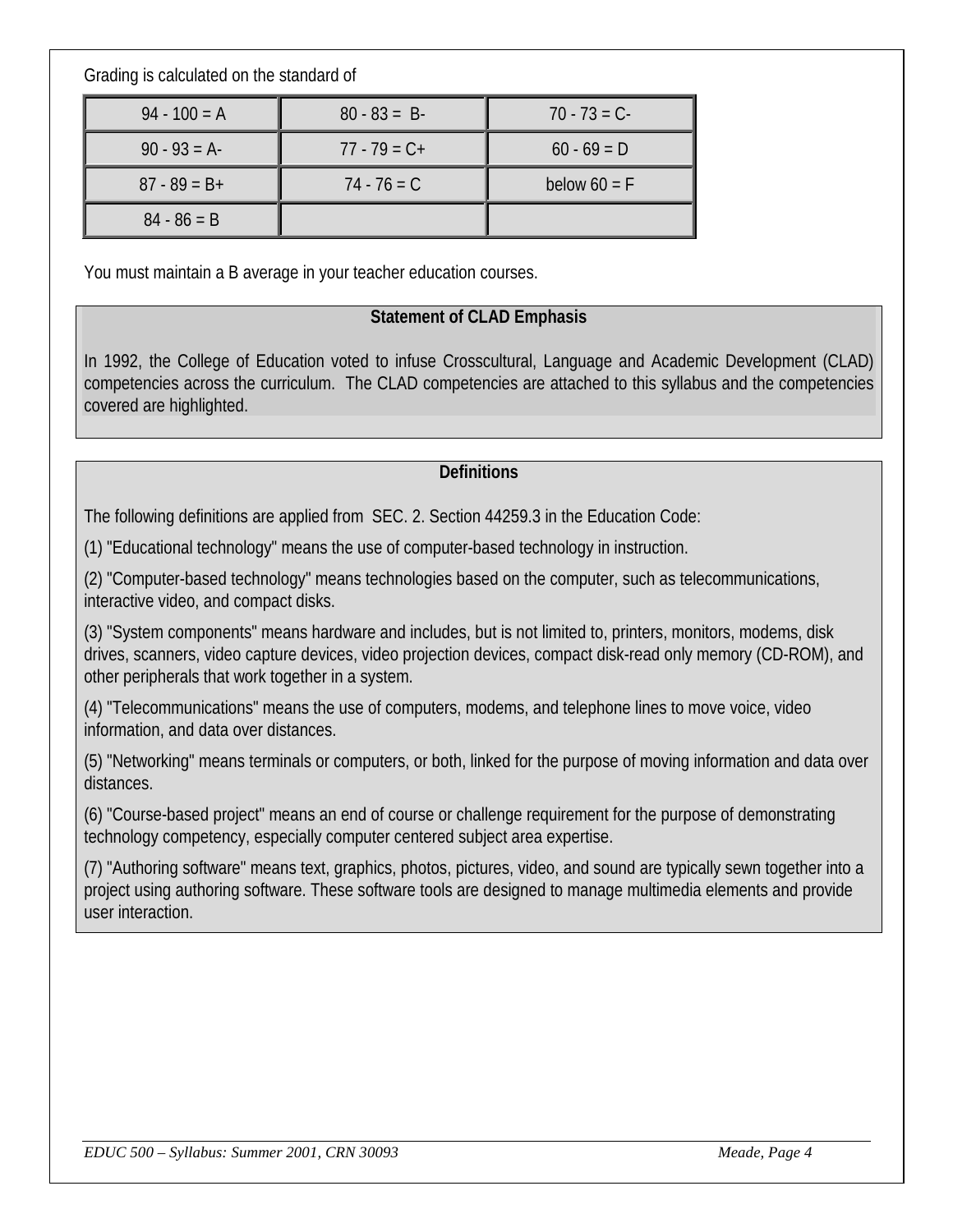Grading is calculated on the standard of

| | | |
|---|---|---|
| 94 - 100 = A | 80 - 83 = B- | 70 - 73 = C- |
| 90 - 93 = A- | 77 - 79 = C+ | 60 - 69 = D |
| 87 - 89 = B+ | 74 - 76 = C | below 60 = F |
| 84 - 86 = B | | |

You must maintain a B average in your teacher education courses.

**Statement of CLAD Emphasis**

In 1992, the College of Education voted to infuse Crosscultural, Language and Academic Development (CLAD) competencies across the curriculum. The CLAD competencies are attached to this syllabus and the competencies covered are highlighted.

**Definitions**

The following definitions are applied from SEC. 2. Section 44259.3 in the Education Code:

(1) "Educational technology" means the use of computer-based technology in instruction.

(2) "Computer-based technology" means technologies based on the computer, such as telecommunications, interactive video, and compact disks.

(3) "System components" means hardware and includes, but is not limited to, printers, monitors, modems, disk drives, scanners, video capture devices, video projection devices, compact disk-read only memory (CD-ROM), and other peripherals that work together in a system.

(4) "Telecommunications" means the use of computers, modems, and telephone lines to move voice, video information, and data over distances.

(5) "Networking" means terminals or computers, or both, linked for the purpose of moving information and data over distances.

(6) "Course-based project" means an end of course or challenge requirement for the purpose of demonstrating technology competency, especially computer centered subject area expertise.

(7) "Authoring software" means text, graphics, photos, pictures, video, and sound are typically sewn together into a project using authoring software. These software tools are designed to manage multimedia elements and provide user interaction.